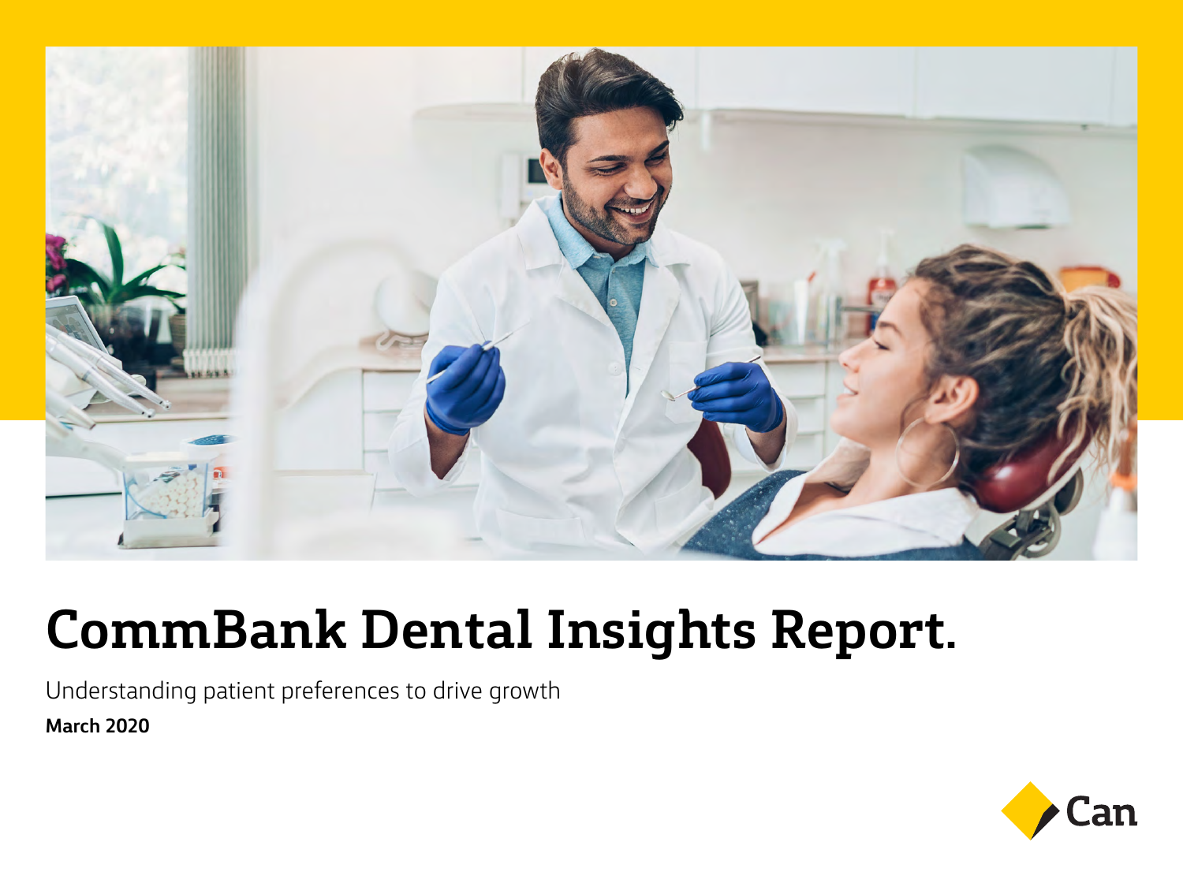# CommBank Dental Insights Report.

Understanding patient preferences to drive growth

**March 2020**

Can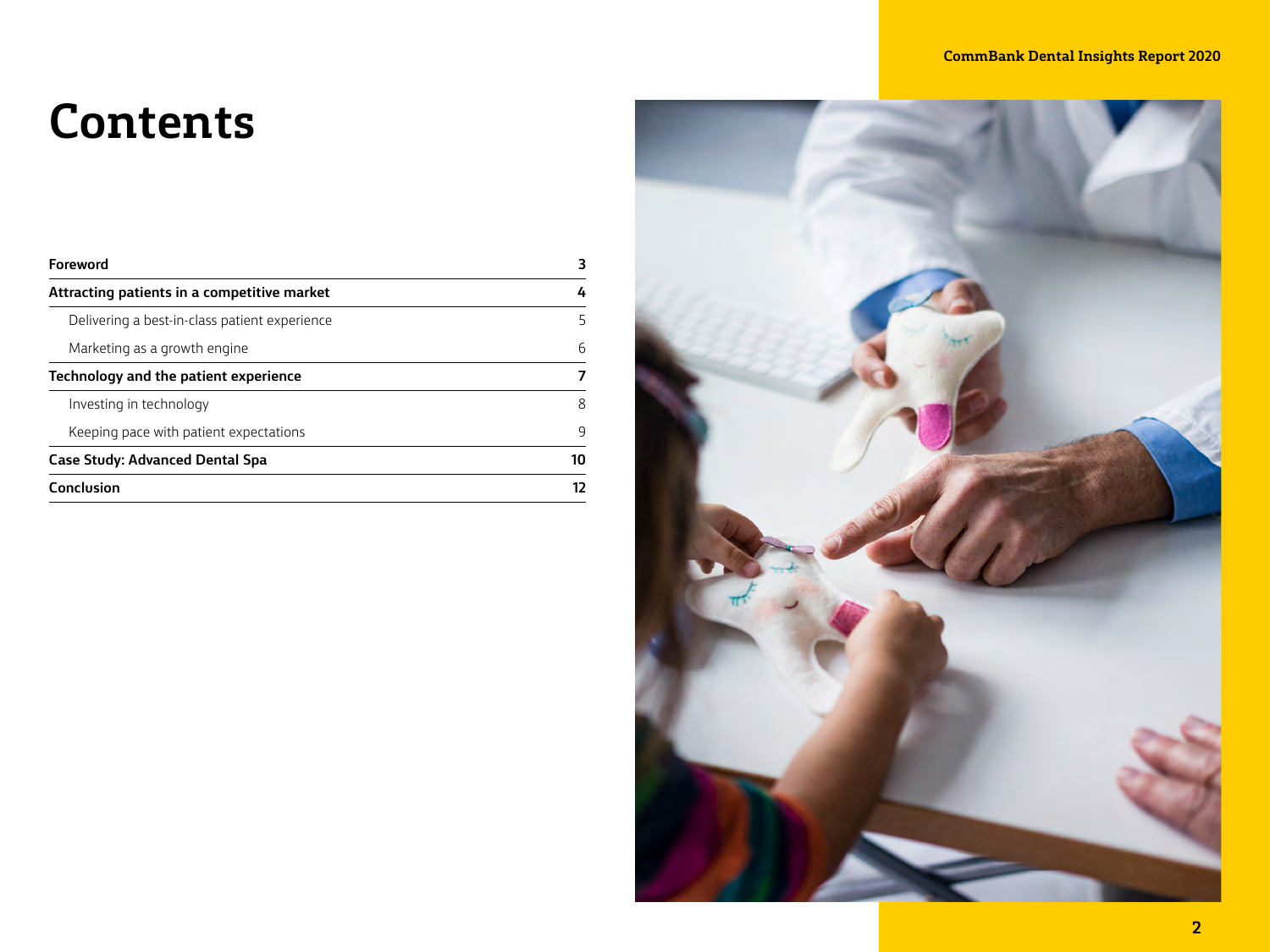# Contents

| | |
|---|---|
| **Foreword** | **3** |
| **Attracting patients in a competitive market** | **4** |
| Delivering a best-in-class patient experience | 5 |
| Marketing as a growth engine | 6 |
| **Technology and the patient experience** | **7** |
| Investing in technology | 8 |
| Keeping pace with patient expectations | 9 |
| **Case Study: Advanced Dental Spa** | **10** |
| **Conclusion** | **12** |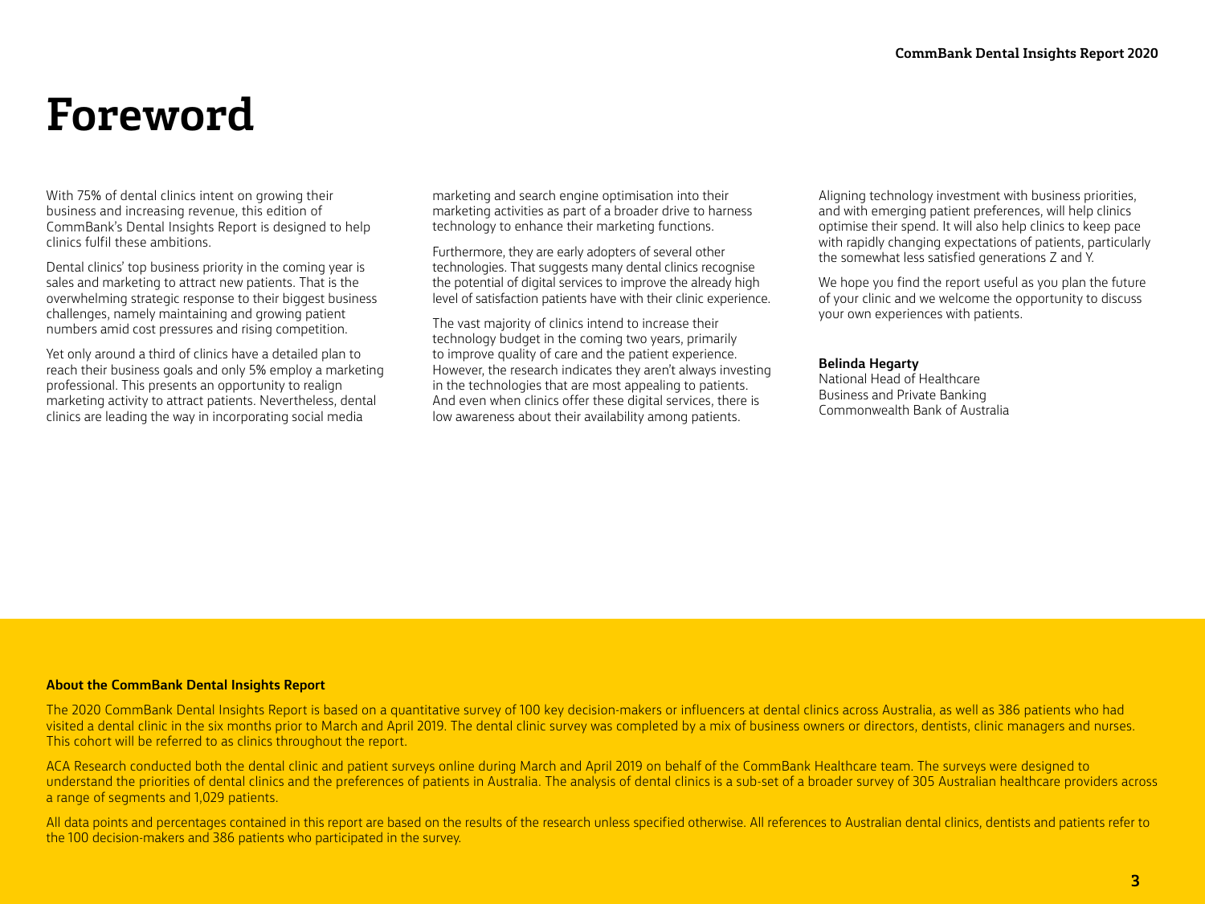# Foreword

With 75% of dental clinics intent on growing their business and increasing revenue, this edition of CommBank's Dental Insights Report is designed to help clinics fulfil these ambitions.

Dental clinics' top business priority in the coming year is sales and marketing to attract new patients. That is the overwhelming strategic response to their biggest business challenges, namely maintaining and growing patient numbers amid cost pressures and rising competition.

Yet only around a third of clinics have a detailed plan to reach their business goals and only 5% employ a marketing professional. This presents an opportunity to realign marketing activity to attract patients. Nevertheless, dental clinics are leading the way in incorporating social media marketing and search engine optimisation into their marketing activities as part of a broader drive to harness technology to enhance their marketing functions.

Furthermore, they are early adopters of several other technologies. That suggests many dental clinics recognise the potential of digital services to improve the already high level of satisfaction patients have with their clinic experience.

The vast majority of clinics intend to increase their technology budget in the coming two years, primarily to improve quality of care and the patient experience. However, the research indicates they aren't always investing in the technologies that are most appealing to patients. And even when clinics offer these digital services, there is low awareness about their availability among patients.

Aligning technology investment with business priorities, and with emerging patient preferences, will help clinics optimise their spend. It will also help clinics to keep pace with rapidly changing expectations of patients, particularly the somewhat less satisfied generations Z and Y.

We hope you find the report useful as you plan the future of your clinic and we welcome the opportunity to discuss your own experiences with patients.

**Belinda Hegarty**
National Head of Healthcare
Business and Private Banking
Commonwealth Bank of Australia

**About the CommBank Dental Insights Report**

The 2020 CommBank Dental Insights Report is based on a quantitative survey of 100 key decision-makers or influencers at dental clinics across Australia, as well as 386 patients who had visited a dental clinic in the six months prior to March and April 2019. The dental clinic survey was completed by a mix of business owners or directors, dentists, clinic managers and nurses. This cohort will be referred to as clinics throughout the report.

ACA Research conducted both the dental clinic and patient surveys online during March and April 2019 on behalf of the CommBank Healthcare team. The surveys were designed to understand the priorities of dental clinics and the preferences of patients in Australia. The analysis of dental clinics is a sub-set of a broader survey of 305 Australian healthcare providers across a range of segments and 1,029 patients.

All data points and percentages contained in this report are based on the results of the research unless specified otherwise. All references to Australian dental clinics, dentists and patients refer to the 100 decision-makers and 386 patients who participated in the survey.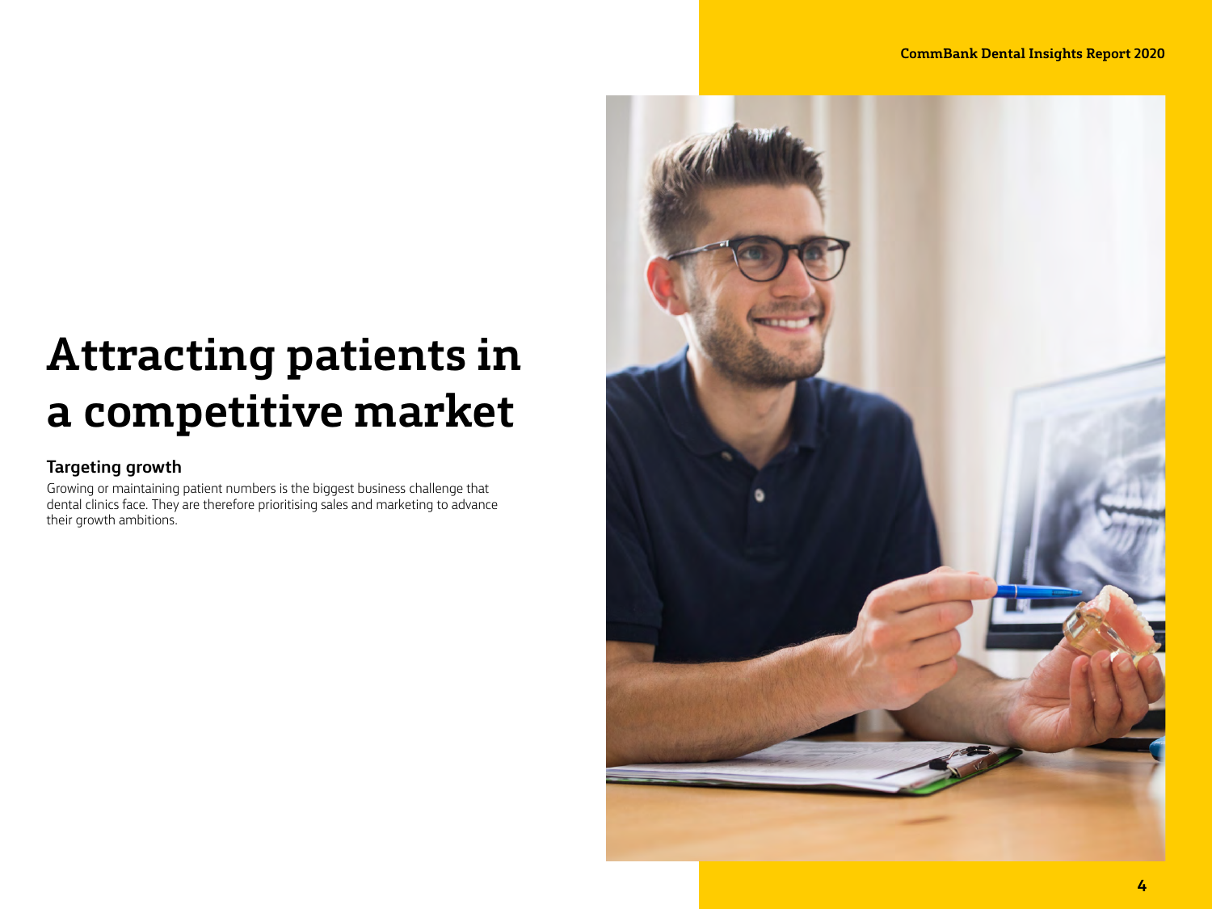# Attracting patients in a competitive market

### Targeting growth

Growing or maintaining patient numbers is the biggest business challenge that dental clinics face. They are therefore prioritising sales and marketing to advance their growth ambitions.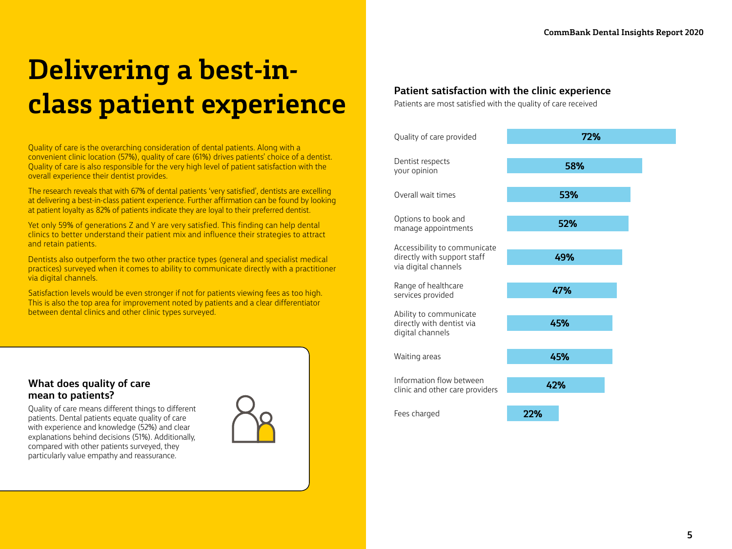# Delivering a best-in-class patient experience

Quality of care is the overarching consideration of dental patients. Along with a convenient clinic location (57%), quality of care (61%) drives patients' choice of a dentist. Quality of care is also responsible for the very high level of patient satisfaction with the overall experience their dentist provides.

The research reveals that with 67% of dental patients 'very satisfied', dentists are excelling at delivering a best-in-class patient experience. Further affirmation can be found by looking at patient loyalty as 82% of patients indicate they are loyal to their preferred dentist.

Yet only 59% of generations Z and Y are very satisfied. This finding can help dental clinics to better understand their patient mix and influence their strategies to attract and retain patients.

Dentists also outperform the two other practice types (general and specialist medical practices) surveyed when it comes to ability to communicate directly with a practitioner via digital channels.

Satisfaction levels would be even stronger if not for patients viewing fees as too high. This is also the top area for improvement noted by patients and a clear differentiator between dental clinics and other clinic types surveyed.

### What does quality of care mean to patients?

Quality of care means different things to different patients. Dental patients equate quality of care with experience and knowledge (52%) and clear explanations behind decisions (51%). Additionally, compared with other patients surveyed, they particularly value empathy and reassurance.

### Patient satisfaction with the clinic experience

Patients are most satisfied with the quality of care received

| Aspect | Satisfaction |
|---|---|
| Quality of care provided | 72% |
| Dentist respects your opinion | 58% |
| Overall wait times | 53% |
| Options to book and manage appointments | 52% |
| Accessibility to communicate directly with support staff via digital channels | 49% |
| Range of healthcare services provided | 47% |
| Ability to communicate directly with dentist via digital channels | 45% |
| Waiting areas | 45% |
| Information flow between clinic and other care providers | 42% |
| Fees charged | 22% |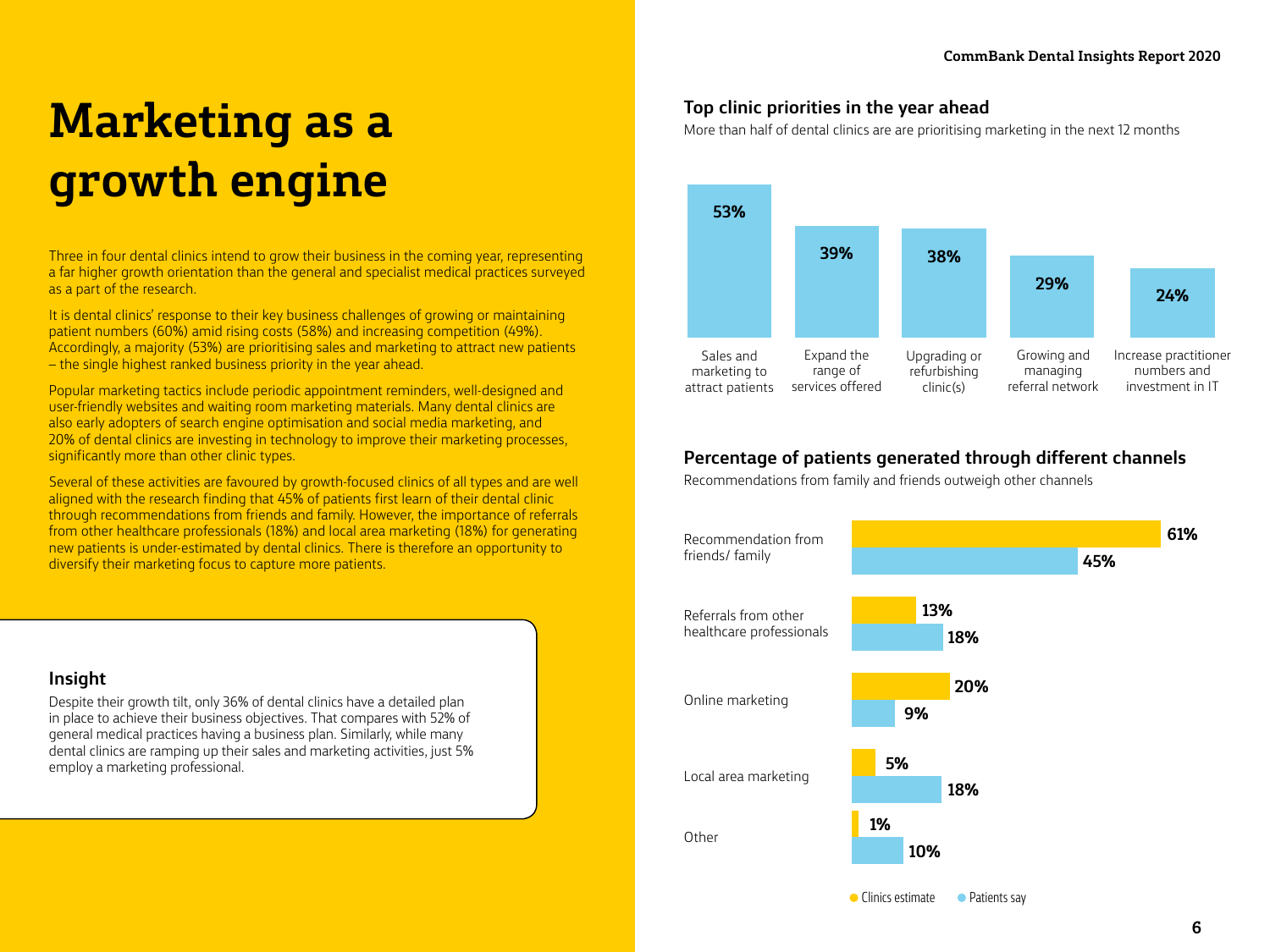# Marketing as a growth engine

Three in four dental clinics intend to grow their business in the coming year, representing a far higher growth orientation than the general and specialist medical practices surveyed as a part of the research.

It is dental clinics' response to their key business challenges of growing or maintaining patient numbers (60%) amid rising costs (58%) and increasing competition (49%). Accordingly, a majority (53%) are prioritising sales and marketing to attract new patients – the single highest ranked business priority in the year ahead.

Popular marketing tactics include periodic appointment reminders, well-designed and user-friendly websites and waiting room marketing materials. Many dental clinics are also early adopters of search engine optimisation and social media marketing, and 20% of dental clinics are investing in technology to improve their marketing processes, significantly more than other clinic types.

Several of these activities are favoured by growth-focused clinics of all types and are well aligned with the research finding that 45% of patients first learn of their dental clinic through recommendations from friends and family. However, the importance of referrals from other healthcare professionals (18%) and local area marketing (18%) for generating new patients is under-estimated by dental clinics. There is therefore an opportunity to diversify their marketing focus to capture more patients.

### Insight

Despite their growth tilt, only 36% of dental clinics have a detailed plan in place to achieve their business objectives. That compares with 52% of general medical practices having a business plan. Similarly, while many dental clinics are ramping up their sales and marketing activities, just 5% employ a marketing professional.

### Top clinic priorities in the year ahead

More than half of dental clinics are are prioritising marketing in the next 12 months

| Priority | % |
|---|---|
| Sales and marketing to attract patients | 53% |
| Expand the range of services offered | 39% |
| Upgrading or refurbishing clinic(s) | 38% |
| Growing and managing referral network | 29% |
| Increase practitioner numbers and investment in IT | 24% |

### Percentage of patients generated through different channels

Recommendations from family and friends outweigh other channels

| Channel | Clinics estimate | Patients say |
|---|---|---|
| Recommendation from friends/ family | 61% | 45% |
| Referrals from other healthcare professionals | 13% | 18% |
| Online marketing | 20% | 9% |
| Local area marketing | 5% | 18% |
| Other | 1% | 10% |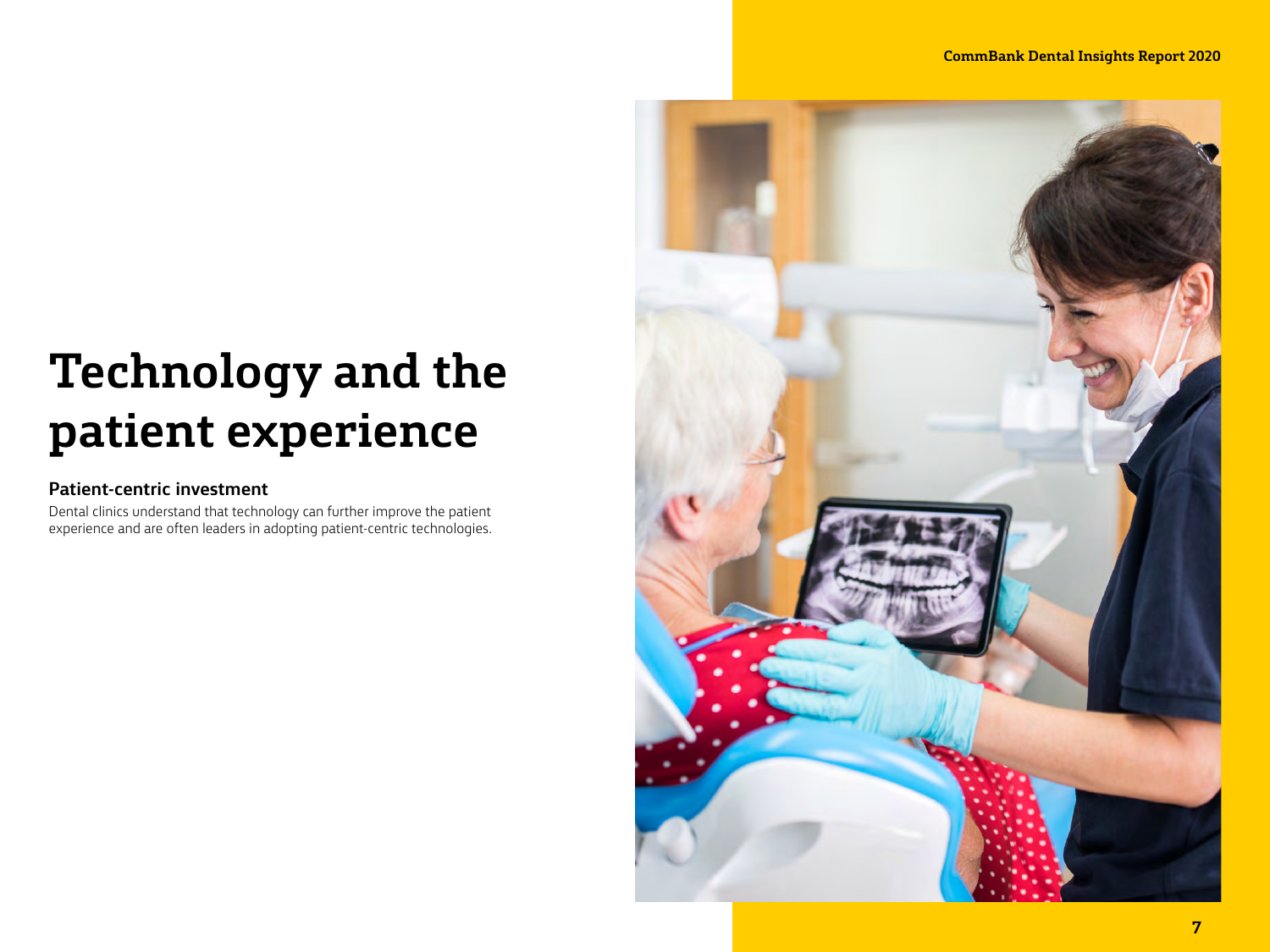# Technology and the patient experience

### Patient-centric investment

Dental clinics understand that technology can further improve the patient experience and are often leaders in adopting patient-centric technologies.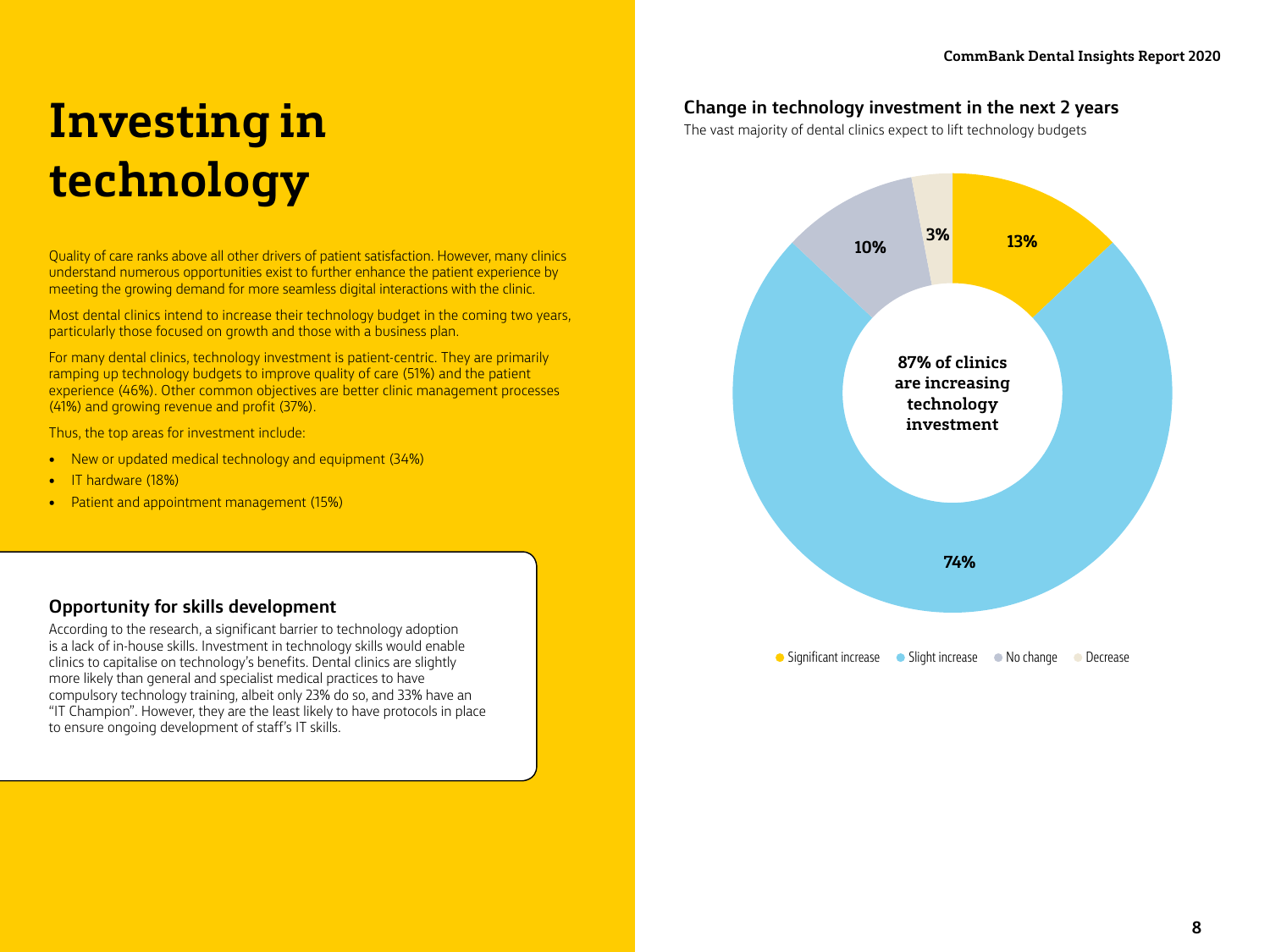# Investing in technology

Quality of care ranks above all other drivers of patient satisfaction. However, many clinics understand numerous opportunities exist to further enhance the patient experience by meeting the growing demand for more seamless digital interactions with the clinic.

Most dental clinics intend to increase their technology budget in the coming two years, particularly those focused on growth and those with a business plan.

For many dental clinics, technology investment is patient-centric. They are primarily ramping up technology budgets to improve quality of care (51%) and the patient experience (46%). Other common objectives are better clinic management processes (41%) and growing revenue and profit (37%).

Thus, the top areas for investment include:

- New or updated medical technology and equipment (34%)
- IT hardware (18%)
- Patient and appointment management (15%)

## Opportunity for skills development

According to the research, a significant barrier to technology adoption is a lack of in-house skills. Investment in technology skills would enable clinics to capitalise on technology's benefits. Dental clinics are slightly more likely than general and specialist medical practices to have compulsory technology training, albeit only 23% do so, and 33% have an "IT Champion". However, they are the least likely to have protocols in place to ensure ongoing development of staff's IT skills.

## Change in technology investment in the next 2 years

The vast majority of dental clinics expect to lift technology budgets

**87% of clinics are increasing technology investment**

| Change | Share |
|---|---|
| Significant increase | 13% |
| Slight increase | 74% |
| No change | 10% |
| Decrease | 3% |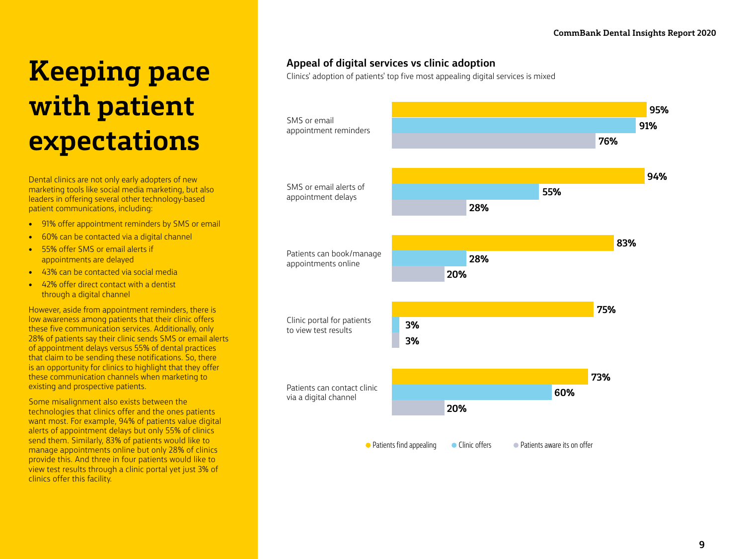# Keeping pace with patient expectations

Dental clinics are not only early adopters of new marketing tools like social media marketing, but also leaders in offering several other technology-based patient communications, including:

- 91% offer appointment reminders by SMS or email
- 60% can be contacted via a digital channel
- 55% offer SMS or email alerts if appointments are delayed
- 43% can be contacted via social media
- 42% offer direct contact with a dentist through a digital channel

However, aside from appointment reminders, there is low awareness among patients that their clinic offers these five communication services. Additionally, only 28% of patients say their clinic sends SMS or email alerts of appointment delays versus 55% of dental practices that claim to be sending these notifications. So, there is an opportunity for clinics to highlight that they offer these communication channels when marketing to existing and prospective patients.

Some misalignment also exists between the technologies that clinics offer and the ones patients want most. For example, 94% of patients value digital alerts of appointment delays but only 55% of clinics send them. Similarly, 83% of patients would like to manage appointments online but only 28% of clinics provide this. And three in four patients would like to view test results through a clinic portal yet just 3% of clinics offer this facility.

## Appeal of digital services vs clinic adoption

Clinics' adoption of patients' top five most appealing digital services is mixed

| | Patients find appealing | Clinic offers | Patients aware its on offer |
|---|---|---|---|
| SMS or email appointment reminders | 95% | 91% | 76% |
| SMS or email alerts of appointment delays | 94% | 55% | 28% |
| Patients can book/manage appointments online | 83% | 28% | 20% |
| Clinic portal for patients to view test results | 75% | 3% | 3% |
| Patients can contact clinic via a digital channel | 73% | 60% | 20% |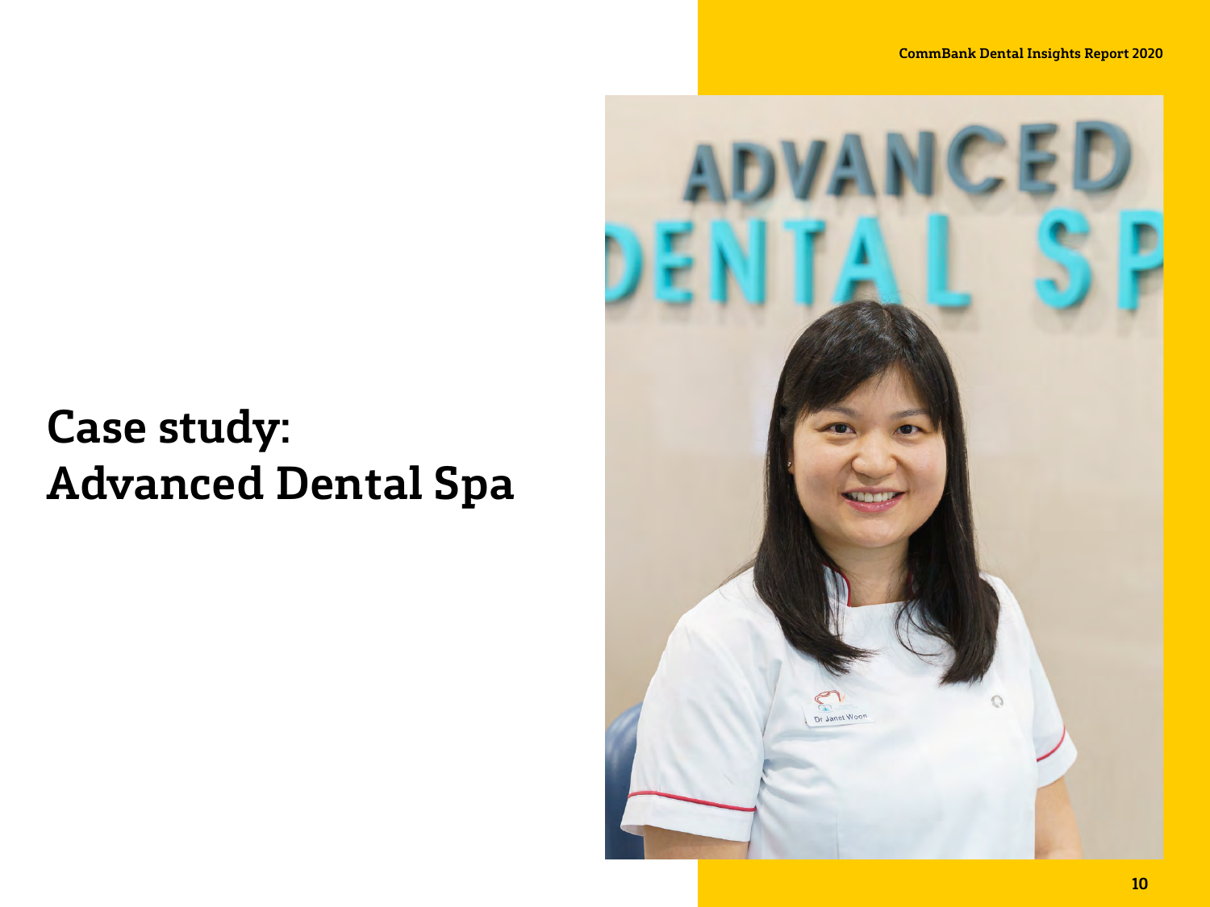# Case study: Advanced Dental Spa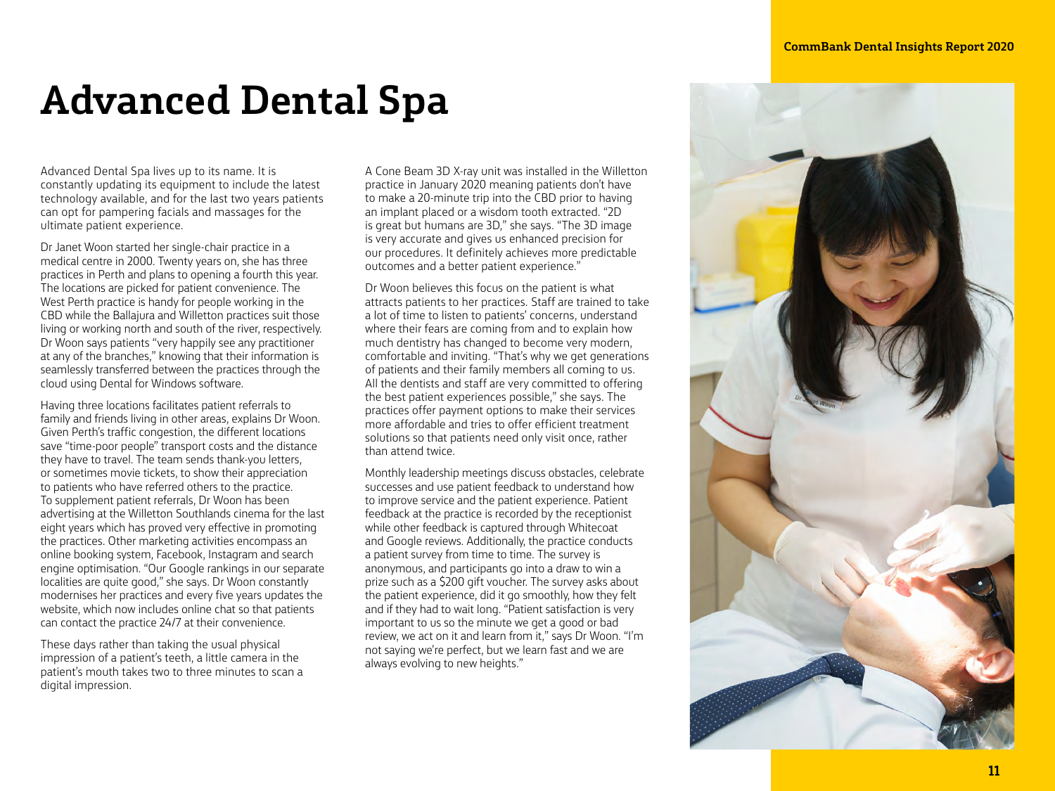# Advanced Dental Spa

Advanced Dental Spa lives up to its name. It is constantly updating its equipment to include the latest technology available, and for the last two years patients can opt for pampering facials and massages for the ultimate patient experience.

Dr Janet Woon started her single-chair practice in a medical centre in 2000. Twenty years on, she has three practices in Perth and plans to opening a fourth this year. The locations are picked for patient convenience. The West Perth practice is handy for people working in the CBD while the Ballajura and Willetton practices suit those living or working north and south of the river, respectively. Dr Woon says patients "very happily see any practitioner at any of the branches," knowing that their information is seamlessly transferred between the practices through the cloud using Dental for Windows software.

Having three locations facilitates patient referrals to family and friends living in other areas, explains Dr Woon. Given Perth's traffic congestion, the different locations save "time-poor people" transport costs and the distance they have to travel. The team sends thank-you letters, or sometimes movie tickets, to show their appreciation to patients who have referred others to the practice. To supplement patient referrals, Dr Woon has been advertising at the Willetton Southlands cinema for the last eight years which has proved very effective in promoting the practices. Other marketing activities encompass an online booking system, Facebook, Instagram and search engine optimisation. "Our Google rankings in our separate localities are quite good," she says. Dr Woon constantly modernises her practices and every five years updates the website, which now includes online chat so that patients can contact the practice 24/7 at their convenience.

These days rather than taking the usual physical impression of a patient's teeth, a little camera in the patient's mouth takes two to three minutes to scan a digital impression.

A Cone Beam 3D X-ray unit was installed in the Willetton practice in January 2020 meaning patients don't have to make a 20-minute trip into the CBD prior to having an implant placed or a wisdom tooth extracted. "2D is great but humans are 3D," she says. "The 3D image is very accurate and gives us enhanced precision for our procedures. It definitely achieves more predictable outcomes and a better patient experience."

Dr Woon believes this focus on the patient is what attracts patients to her practices. Staff are trained to take a lot of time to listen to patients' concerns, understand where their fears are coming from and to explain how much dentistry has changed to become very modern, comfortable and inviting. "That's why we get generations of patients and their family members all coming to us. All the dentists and staff are very committed to offering the best patient experiences possible," she says. The practices offer payment options to make their services more affordable and tries to offer efficient treatment solutions so that patients need only visit once, rather than attend twice.

Monthly leadership meetings discuss obstacles, celebrate successes and use patient feedback to understand how to improve service and the patient experience. Patient feedback at the practice is recorded by the receptionist while other feedback is captured through Whitecoat and Google reviews. Additionally, the practice conducts a patient survey from time to time. The survey is anonymous, and participants go into a draw to win a prize such as a $200 gift voucher. The survey asks about the patient experience, did it go smoothly, how they felt and if they had to wait long. "Patient satisfaction is very important to us so the minute we get a good or bad review, we act on it and learn from it," says Dr Woon. "I'm not saying we're perfect, but we learn fast and we are always evolving to new heights."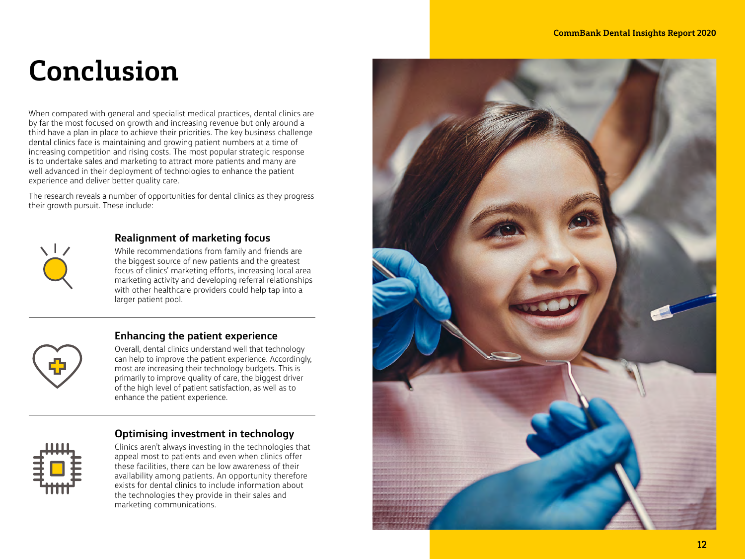# Conclusion

When compared with general and specialist medical practices, dental clinics are by far the most focused on growth and increasing revenue but only around a third have a plan in place to achieve their priorities. The key business challenge dental clinics face is maintaining and growing patient numbers at a time of increasing competition and rising costs. The most popular strategic response is to undertake sales and marketing to attract more patients and many are well advanced in their deployment of technologies to enhance the patient experience and deliver better quality care.

The research reveals a number of opportunities for dental clinics as they progress their growth pursuit. These include:

### Realignment of marketing focus

While recommendations from family and friends are the biggest source of new patients and the greatest focus of clinics' marketing efforts, increasing local area marketing activity and developing referral relationships with other healthcare providers could help tap into a larger patient pool.

### Enhancing the patient experience

Overall, dental clinics understand well that technology can help to improve the patient experience. Accordingly, most are increasing their technology budgets. This is primarily to improve quality of care, the biggest driver of the high level of patient satisfaction, as well as to enhance the patient experience.

### Optimising investment in technology

Clinics aren't always investing in the technologies that appeal most to patients and even when clinics offer these facilities, there can be low awareness of their availability among patients. An opportunity therefore exists for dental clinics to include information about the technologies they provide in their sales and marketing communications.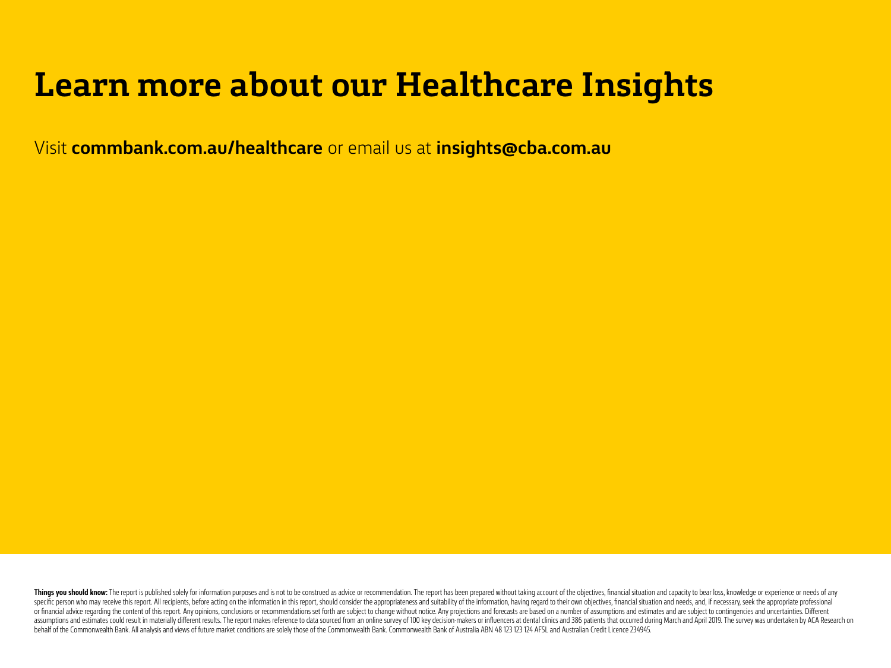# Learn more about our Healthcare Insights

Visit **commbank.com.au/healthcare** or email us at **insights@cba.com.au**

**Things you should know:** The report is published solely for information purposes and is not to be construed as advice or recommendation. The report has been prepared without taking account of the objectives, financial situation and capacity to bear loss, knowledge or experience or needs of any specific person who may receive this report. All recipients, before acting on the information in this report, should consider the appropriateness and suitability of the information, having regard to their own objectives, financial situation and needs, and, if necessary, seek the appropriate professional or financial advice regarding the content of this report. Any opinions, conclusions or recommendations set forth are subject to change without notice. Any projections and forecasts are based on a number of assumptions and estimates and are subject to contingencies and uncertainties. Different assumptions and estimates could result in materially different results. The report makes reference to data sourced from an online survey of 100 key decision-makers or influencers at dental clinics and 386 patients that occurred during March and April 2019. The survey was undertaken by ACA Research on behalf of the Commonwealth Bank. All analysis and views of future market conditions are solely those of the Commonwealth Bank. Commonwealth Bank of Australia ABN 48 123 123 124 AFSL and Australian Credit Licence 234945.